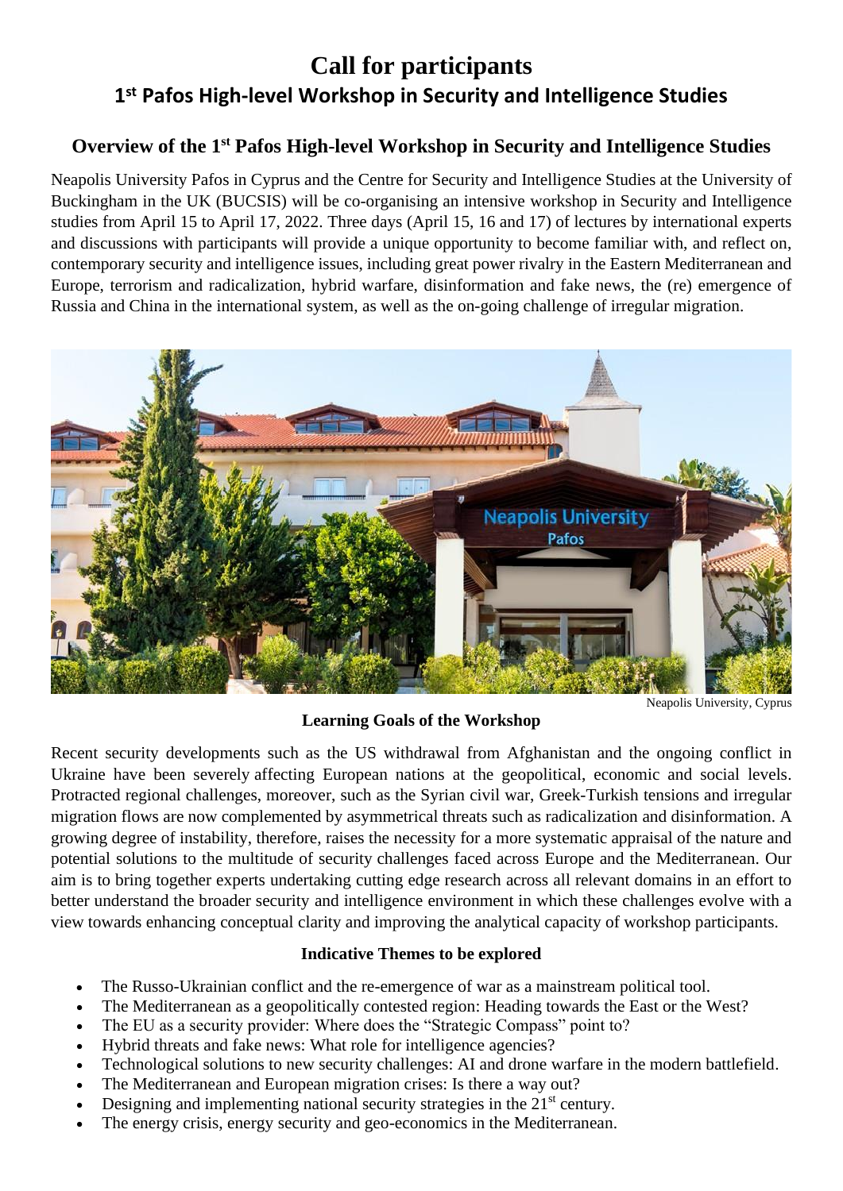# Call for participants

## 1st Pafos High-level Workshop in Security and Intelligence Studies

### Overview of the 1st Pafos High-level Workshop in Security and Intelligence Studies

Neapolis University Pafos in Cyprus and the Centre for Security and Intelligence Studies at the University of Buckingham in the UK (BUCSIS) will be co-organising an intensive workshop in Security and Intelligence studies from April 15 to April 17, 2022. Three days (April 15, 16 and 17) of lectures by international experts and discussions with participants will provide a unique opportunity to become familiar with, and reflect on, contemporary security and intelligence issues, including great power rivalry in the Eastern Mediterranean and Europe, terrorism and radicalization, hybrid warfare, disinformation and fake news, the (re) emergence of Russia and China in the international system, as well as the on-going challenge of irregular migration.

Neapolis University, Cyprus

**Learning Goals of the Workshop**

Recent security developments such as the US withdrawal from Afghanistan and the ongoing conflict in Ukraine have been severely affecting European nations at the geopolitical, economic and social levels. Protracted regional challenges, moreover, such as the Syrian civil war, Greek-Turkish tensions and irregular migration flows are now complemented by asymmetrical threats such as radicalization and disinformation. A growing degree of instability, therefore, raises the necessity for a more systematic appraisal of the nature and potential solutions to the multitude of security challenges faced across Europe and the Mediterranean. Our aim is to bring together experts undertaking cutting edge research across all relevant domains in an effort to better understand the broader security and intelligence environment in which these challenges evolve with a view towards enhancing conceptual clarity and improving the analytical capacity of workshop participants.

**Indicative Themes to be explored**

- The Russo-Ukrainian conflict and the re-emergence of war as a mainstream political tool.
- The Mediterranean as a geopolitically contested region: Heading towards the East or the West?
- The EU as a security provider: Where does the "Strategic Compass" point to?
- Hybrid threats and fake news: What role for intelligence agencies?
- Technological solutions to new security challenges: AI and drone warfare in the modern battlefield.
- The Mediterranean and European migration crises: Is there a way out?
- Designing and implementing national security strategies in the 21st century.
- The energy crisis, energy security and geo-economics in the Mediterranean.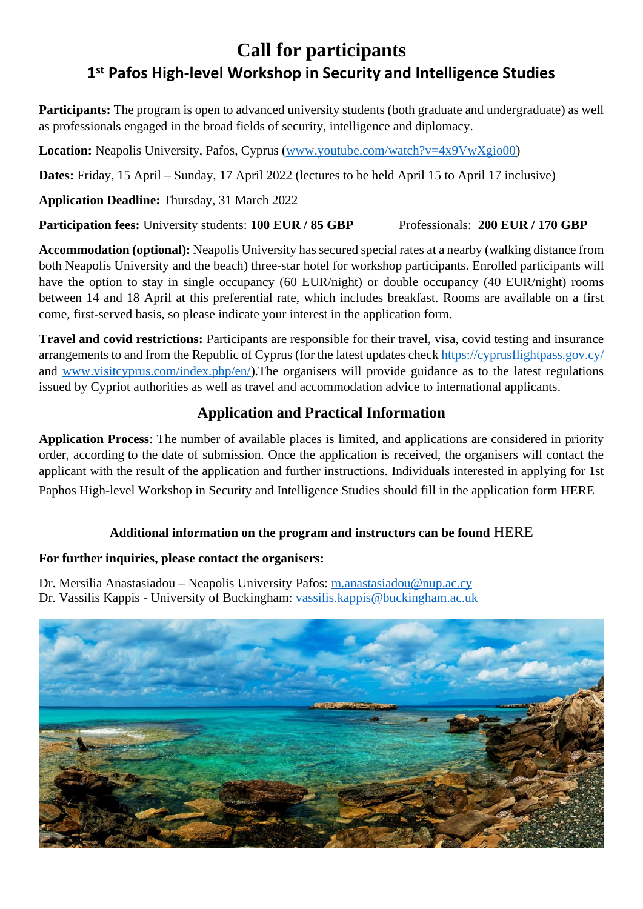# Call for participants

## 1st Pafos High-level Workshop in Security and Intelligence Studies

**Participants:** The program is open to advanced university students (both graduate and undergraduate) as well as professionals engaged in the broad fields of security, intelligence and diplomacy.

**Location:** Neapolis University, Pafos, Cyprus (www.youtube.com/watch?v=4x9VwXgio00)

**Dates:** Friday, 15 April – Sunday, 17 April 2022 (lectures to be held April 15 to April 17 inclusive)

**Application Deadline:** Thursday, 31 March 2022

**Participation fees:** University students: **100 EUR / 85 GBP** Professionals: **200 EUR / 170 GBP**

**Accommodation (optional):** Neapolis University has secured special rates at a nearby (walking distance from both Neapolis University and the beach) three-star hotel for workshop participants. Enrolled participants will have the option to stay in single occupancy (60 EUR/night) or double occupancy (40 EUR/night) rooms between 14 and 18 April at this preferential rate, which includes breakfast. Rooms are available on a first come, first-served basis, so please indicate your interest in the application form.

**Travel and covid restrictions:** Participants are responsible for their travel, visa, covid testing and insurance arrangements to and from the Republic of Cyprus (for the latest updates check https://cyprusflightpass.gov.cy/ and www.visitcyprus.com/index.php/en/).The organisers will provide guidance as to the latest regulations issued by Cypriot authorities as well as travel and accommodation advice to international applicants.

## Application and Practical Information

**Application Process**: The number of available places is limited, and applications are considered in priority order, according to the date of submission. Once the application is received, the organisers will contact the applicant with the result of the application and further instructions. Individuals interested in applying for 1st Paphos High-level Workshop in Security and Intelligence Studies should fill in the application form HERE

**Additional information on the program and instructors can be found** HERE

**For further inquiries, please contact the organisers:**

Dr. Mersilia Anastasiadou – Neapolis University Pafos: m.anastasiadou@nup.ac.cy
Dr. Vassilis Kappis - University of Buckingham: vassilis.kappis@buckingham.ac.uk